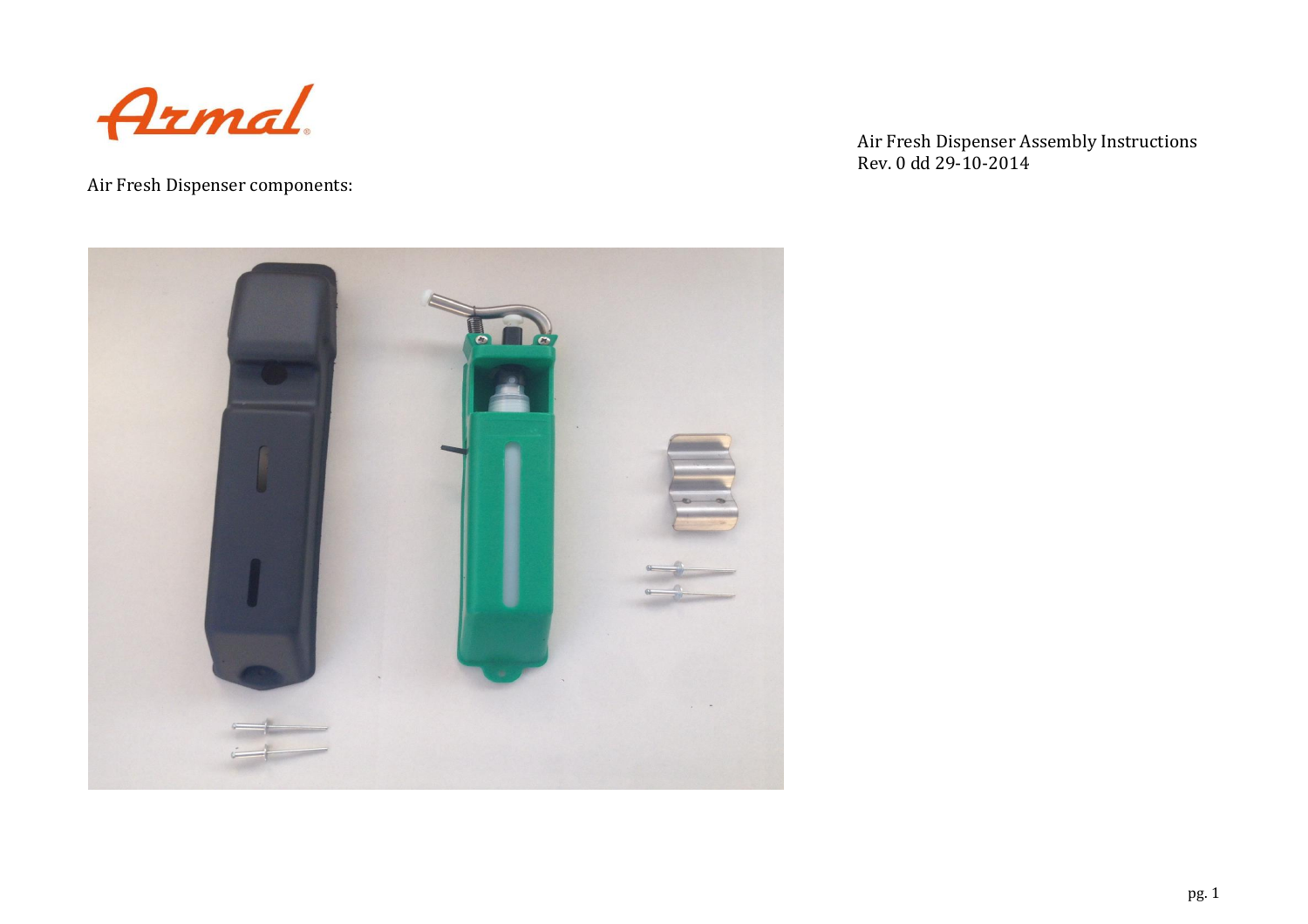Armal

Air Fresh Dispenser Assembly Instructions
Rev. 0 dd 29-10-2014

Air Fresh Dispenser components: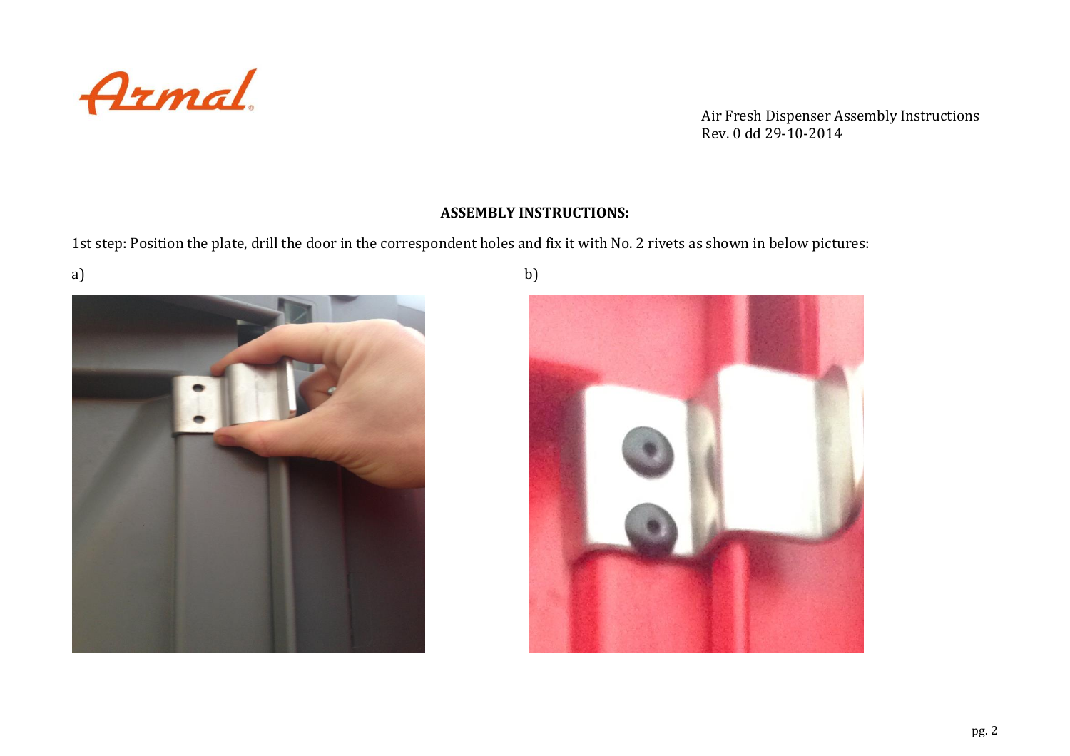## ASSEMBLY INSTRUCTIONS:

1st step: Position the plate, drill the door in the correspondent holes and fix it with No. 2 rivets as shown in below pictures:

a)

b)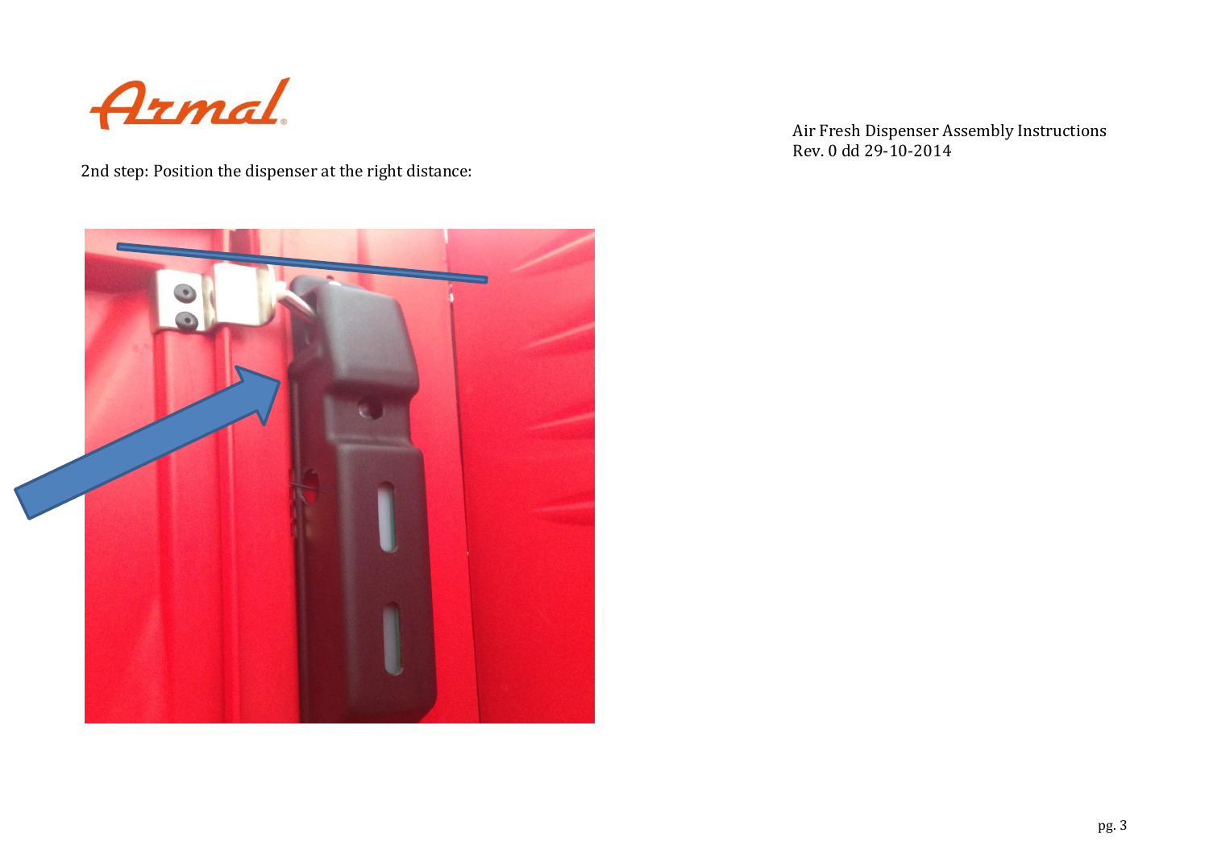2nd step: Position the dispenser at the right distance: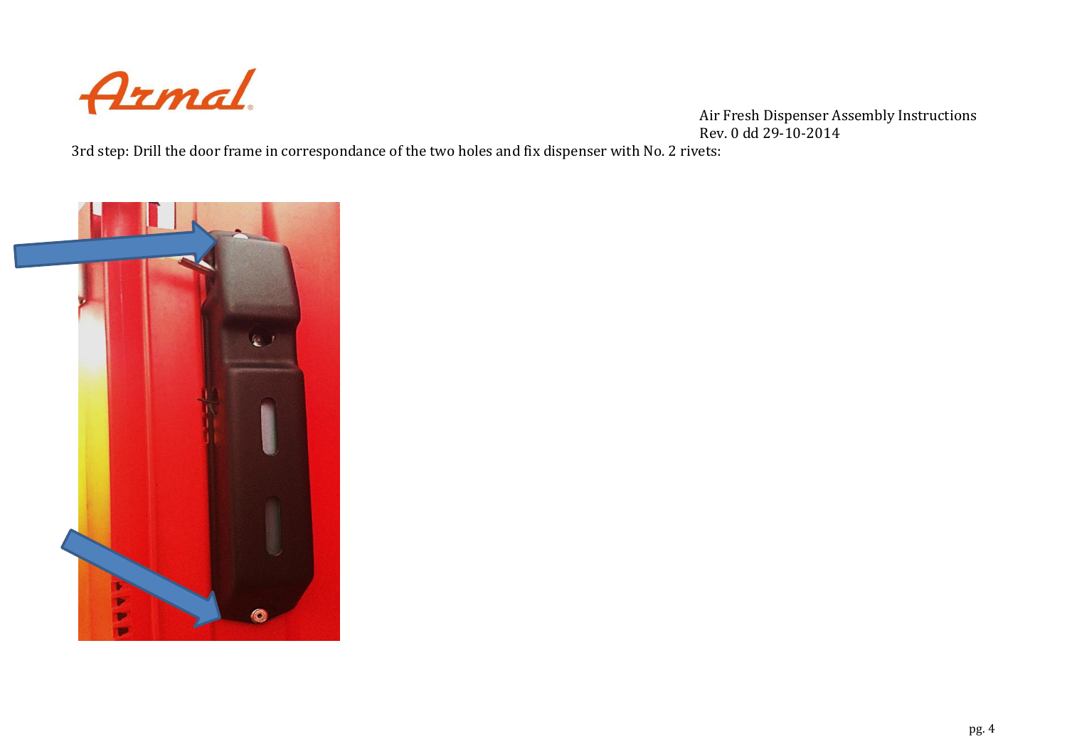3rd step: Drill the door frame in correspondance of the two holes and fix dispenser with No. 2 rivets: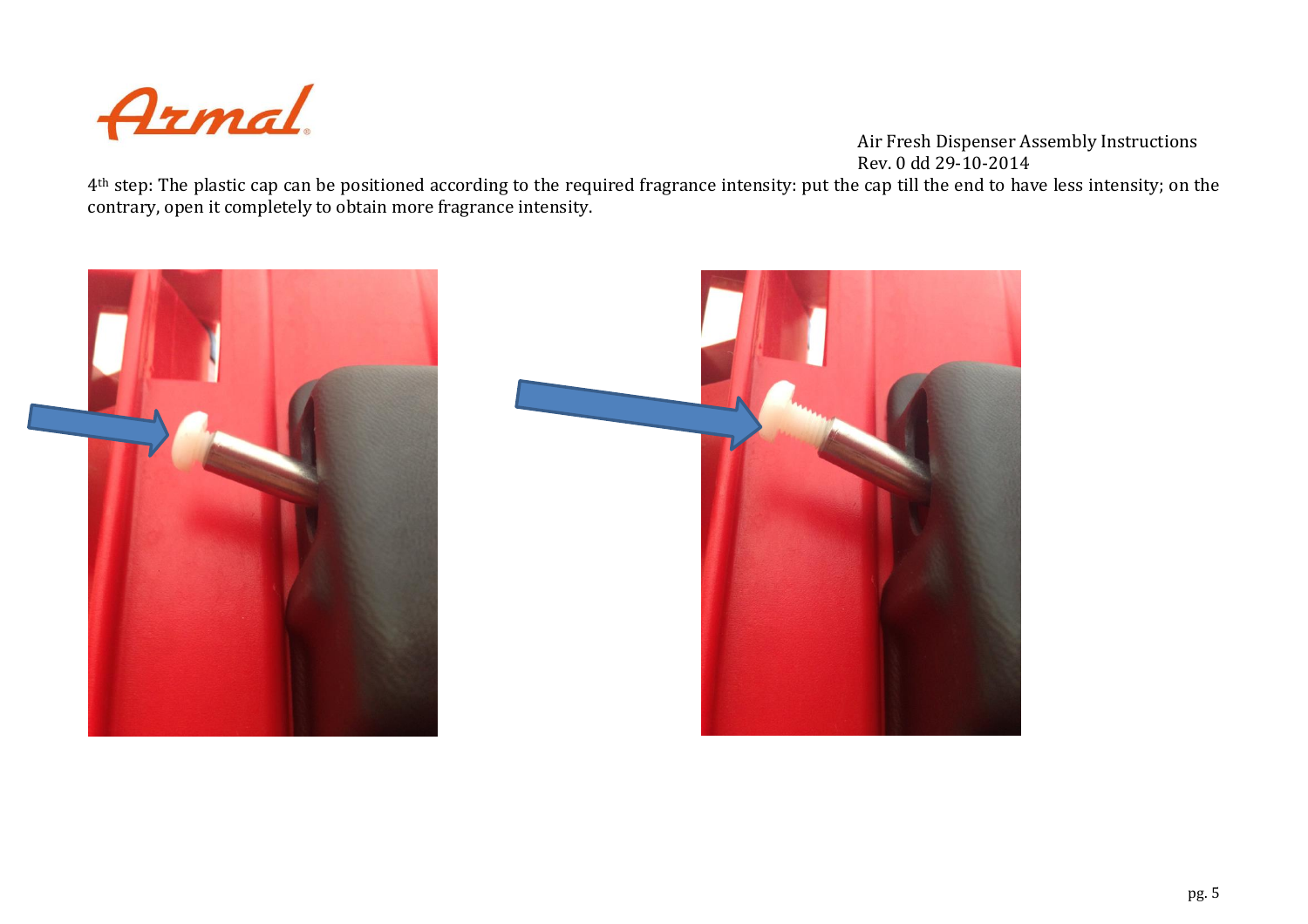4th step: The plastic cap can be positioned according to the required fragrance intensity: put the cap till the end to have less intensity; on the contrary, open it completely to obtain more fragrance intensity.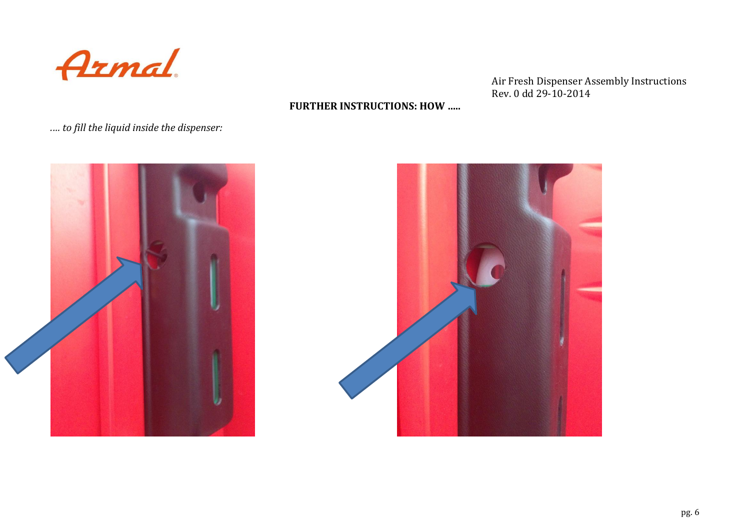**FURTHER INSTRUCTIONS: HOW .....**

*.... to fill the liquid inside the dispenser:*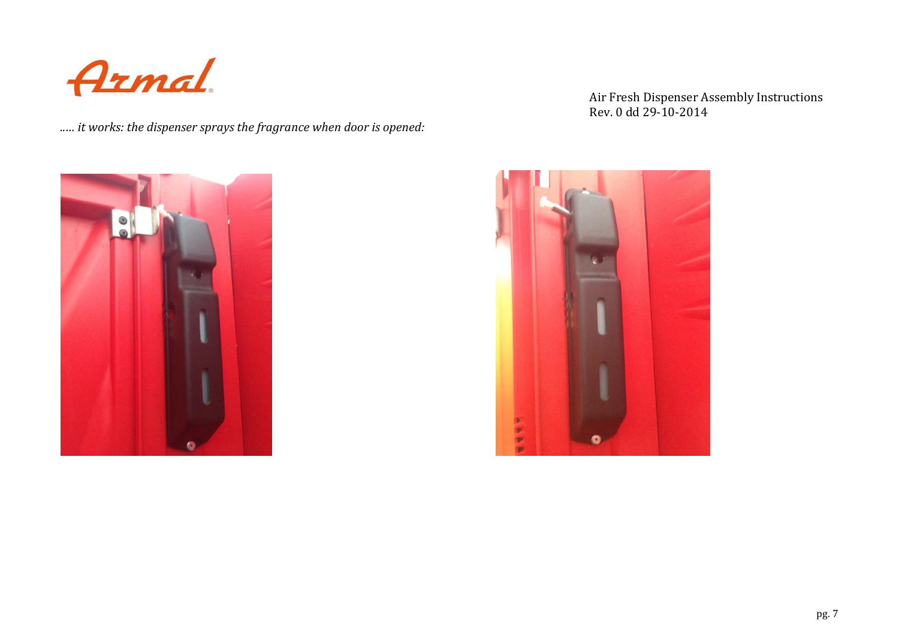*….. it works: the dispenser sprays the fragrance when door is opened:*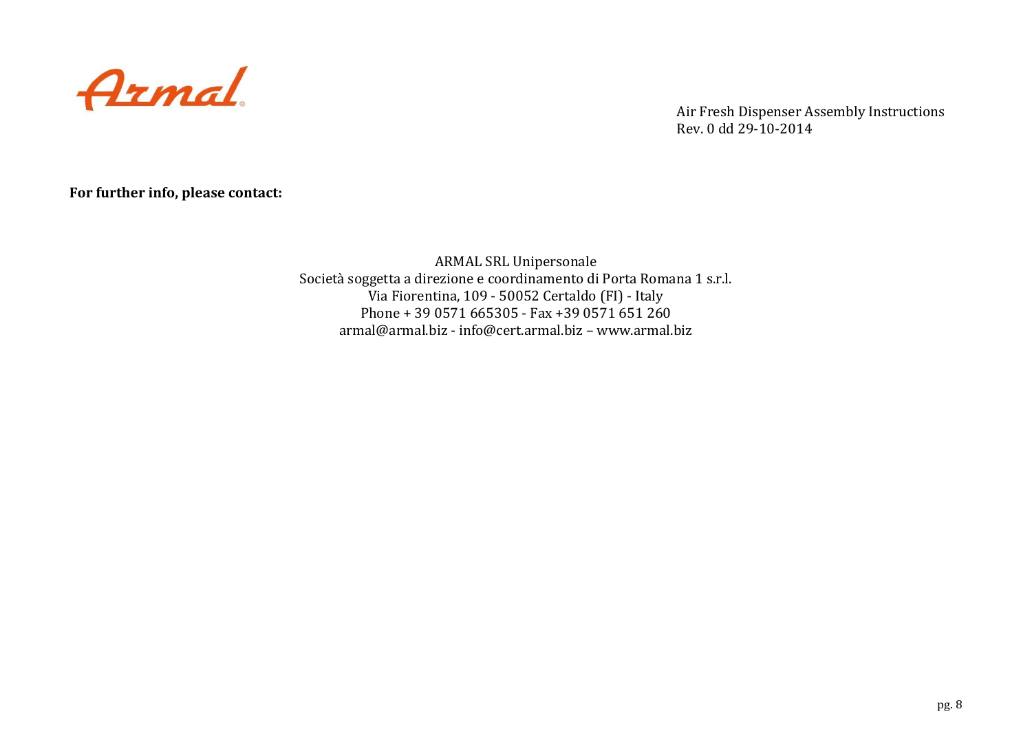**For further info, please contact:**

ARMAL SRL Unipersonale
Società soggetta a direzione e coordinamento di Porta Romana 1 s.r.l.
Via Fiorentina, 109 - 50052 Certaldo (FI) - Italy
Phone + 39 0571 665305 - Fax +39 0571 651 260
armal@armal.biz - info@cert.armal.biz – www.armal.biz